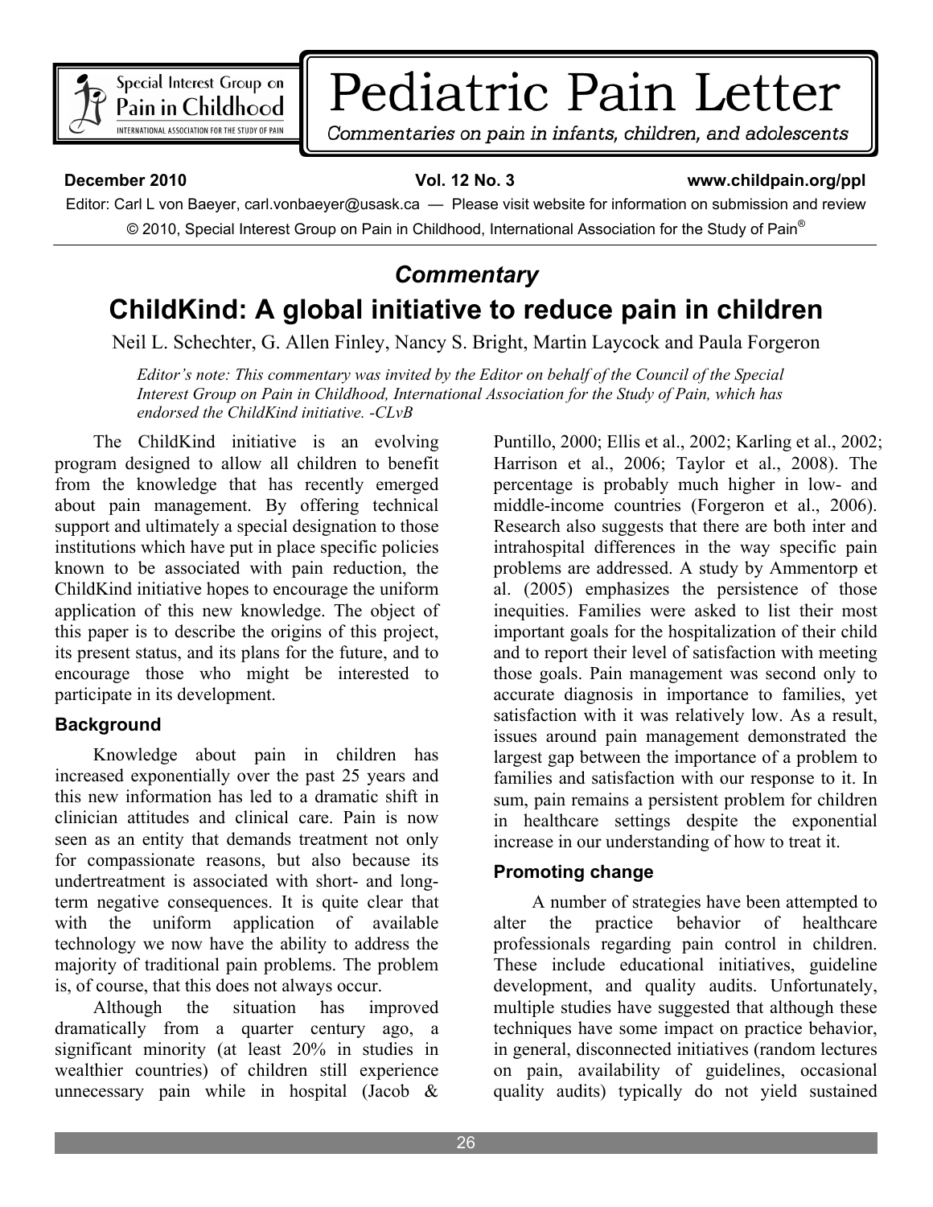# Pediatric Pain Letter

*Commentaries on pain in infants, children, and adolescents*

**December 2010** **Vol. 12 No. 3** **www.childpain.org/ppl**

Editor: Carl L von Baeyer, carl.vonbaeyer@usask.ca — Please visit website for information on submission and review

© 2010, Special Interest Group on Pain in Childhood, International Association for the Study of Pain®

## *Commentary*

# ChildKind: A global initiative to reduce pain in children

Neil L. Schechter, G. Allen Finley, Nancy S. Bright, Martin Laycock and Paula Forgeron

*Editor's note: This commentary was invited by the Editor on behalf of the Council of the Special Interest Group on Pain in Childhood, International Association for the Study of Pain, which has endorsed the ChildKind initiative. -CLvB*

The ChildKind initiative is an evolving program designed to allow all children to benefit from the knowledge that has recently emerged about pain management. By offering technical support and ultimately a special designation to those institutions which have put in place specific policies known to be associated with pain reduction, the ChildKind initiative hopes to encourage the uniform application of this new knowledge. The object of this paper is to describe the origins of this project, its present status, and its plans for the future, and to encourage those who might be interested to participate in its development.

### Background

Knowledge about pain in children has increased exponentially over the past 25 years and this new information has led to a dramatic shift in clinician attitudes and clinical care. Pain is now seen as an entity that demands treatment not only for compassionate reasons, but also because its undertreatment is associated with short- and long-term negative consequences. It is quite clear that with the uniform application of available technology we now have the ability to address the majority of traditional pain problems. The problem is, of course, that this does not always occur.

Although the situation has improved dramatically from a quarter century ago, a significant minority (at least 20% in studies in wealthier countries) of children still experience unnecessary pain while in hospital (Jacob & Puntillo, 2000; Ellis et al., 2002; Karling et al., 2002; Harrison et al., 2006; Taylor et al., 2008). The percentage is probably much higher in low- and middle-income countries (Forgeron et al., 2006). Research also suggests that there are both inter and intrahospital differences in the way specific pain problems are addressed. A study by Ammentorp et al. (2005) emphasizes the persistence of those inequities. Families were asked to list their most important goals for the hospitalization of their child and to report their level of satisfaction with meeting those goals. Pain management was second only to accurate diagnosis in importance to families, yet satisfaction with it was relatively low. As a result, issues around pain management demonstrated the largest gap between the importance of a problem to families and satisfaction with our response to it. In sum, pain remains a persistent problem for children in healthcare settings despite the exponential increase in our understanding of how to treat it.

### Promoting change

A number of strategies have been attempted to alter the practice behavior of healthcare professionals regarding pain control in children. These include educational initiatives, guideline development, and quality audits. Unfortunately, multiple studies have suggested that although these techniques have some impact on practice behavior, in general, disconnected initiatives (random lectures on pain, availability of guidelines, occasional quality audits) typically do not yield sustained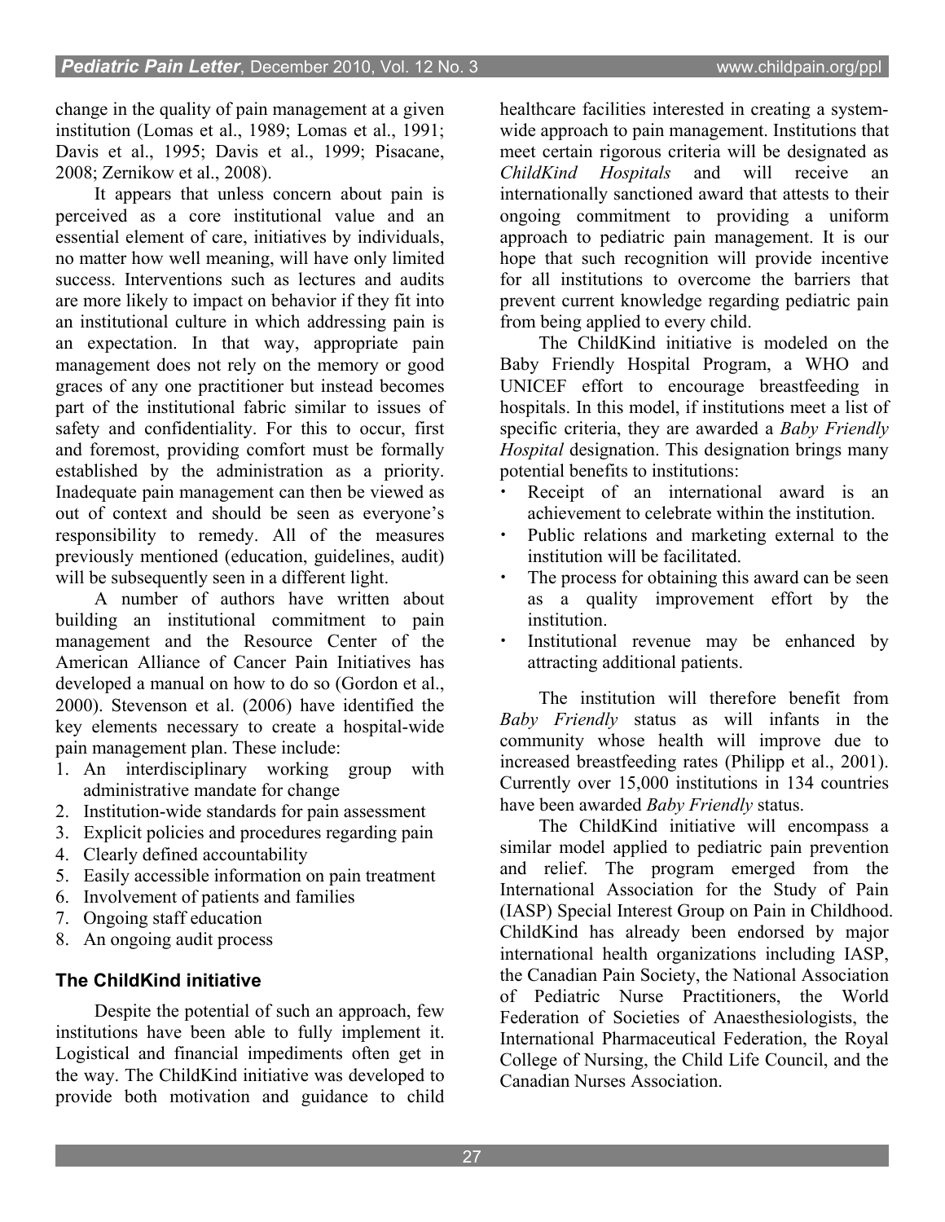change in the quality of pain management at a given institution (Lomas et al., 1989; Lomas et al., 1991; Davis et al., 1995; Davis et al., 1999; Pisacane, 2008; Zernikow et al., 2008).

It appears that unless concern about pain is perceived as a core institutional value and an essential element of care, initiatives by individuals, no matter how well meaning, will have only limited success. Interventions such as lectures and audits are more likely to impact on behavior if they fit into an institutional culture in which addressing pain is an expectation. In that way, appropriate pain management does not rely on the memory or good graces of any one practitioner but instead becomes part of the institutional fabric similar to issues of safety and confidentiality. For this to occur, first and foremost, providing comfort must be formally established by the administration as a priority. Inadequate pain management can then be viewed as out of context and should be seen as everyone's responsibility to remedy. All of the measures previously mentioned (education, guidelines, audit) will be subsequently seen in a different light.

A number of authors have written about building an institutional commitment to pain management and the Resource Center of the American Alliance of Cancer Pain Initiatives has developed a manual on how to do so (Gordon et al., 2000). Stevenson et al. (2006) have identified the key elements necessary to create a hospital-wide pain management plan. These include:

1. An interdisciplinary working group with administrative mandate for change
2. Institution-wide standards for pain assessment
3. Explicit policies and procedures regarding pain
4. Clearly defined accountability
5. Easily accessible information on pain treatment
6. Involvement of patients and families
7. Ongoing staff education
8. An ongoing audit process

### The ChildKind initiative

Despite the potential of such an approach, few institutions have been able to fully implement it. Logistical and financial impediments often get in the way. The ChildKind initiative was developed to provide both motivation and guidance to child healthcare facilities interested in creating a system-wide approach to pain management. Institutions that meet certain rigorous criteria will be designated as *ChildKind Hospitals* and will receive an internationally sanctioned award that attests to their ongoing commitment to providing a uniform approach to pediatric pain management. It is our hope that such recognition will provide incentive for all institutions to overcome the barriers that prevent current knowledge regarding pediatric pain from being applied to every child.

The ChildKind initiative is modeled on the Baby Friendly Hospital Program, a WHO and UNICEF effort to encourage breastfeeding in hospitals. In this model, if institutions meet a list of specific criteria, they are awarded a *Baby Friendly Hospital* designation. This designation brings many potential benefits to institutions:

- Receipt of an international award is an achievement to celebrate within the institution.
- Public relations and marketing external to the institution will be facilitated.
- The process for obtaining this award can be seen as a quality improvement effort by the institution.
- Institutional revenue may be enhanced by attracting additional patients.

The institution will therefore benefit from *Baby Friendly* status as will infants in the community whose health will improve due to increased breastfeeding rates (Philipp et al., 2001). Currently over 15,000 institutions in 134 countries have been awarded *Baby Friendly* status.

The ChildKind initiative will encompass a similar model applied to pediatric pain prevention and relief. The program emerged from the International Association for the Study of Pain (IASP) Special Interest Group on Pain in Childhood. ChildKind has already been endorsed by major international health organizations including IASP, the Canadian Pain Society, the National Association of Pediatric Nurse Practitioners, the World Federation of Societies of Anaesthesiologists, the International Pharmaceutical Federation, the Royal College of Nursing, the Child Life Council, and the Canadian Nurses Association.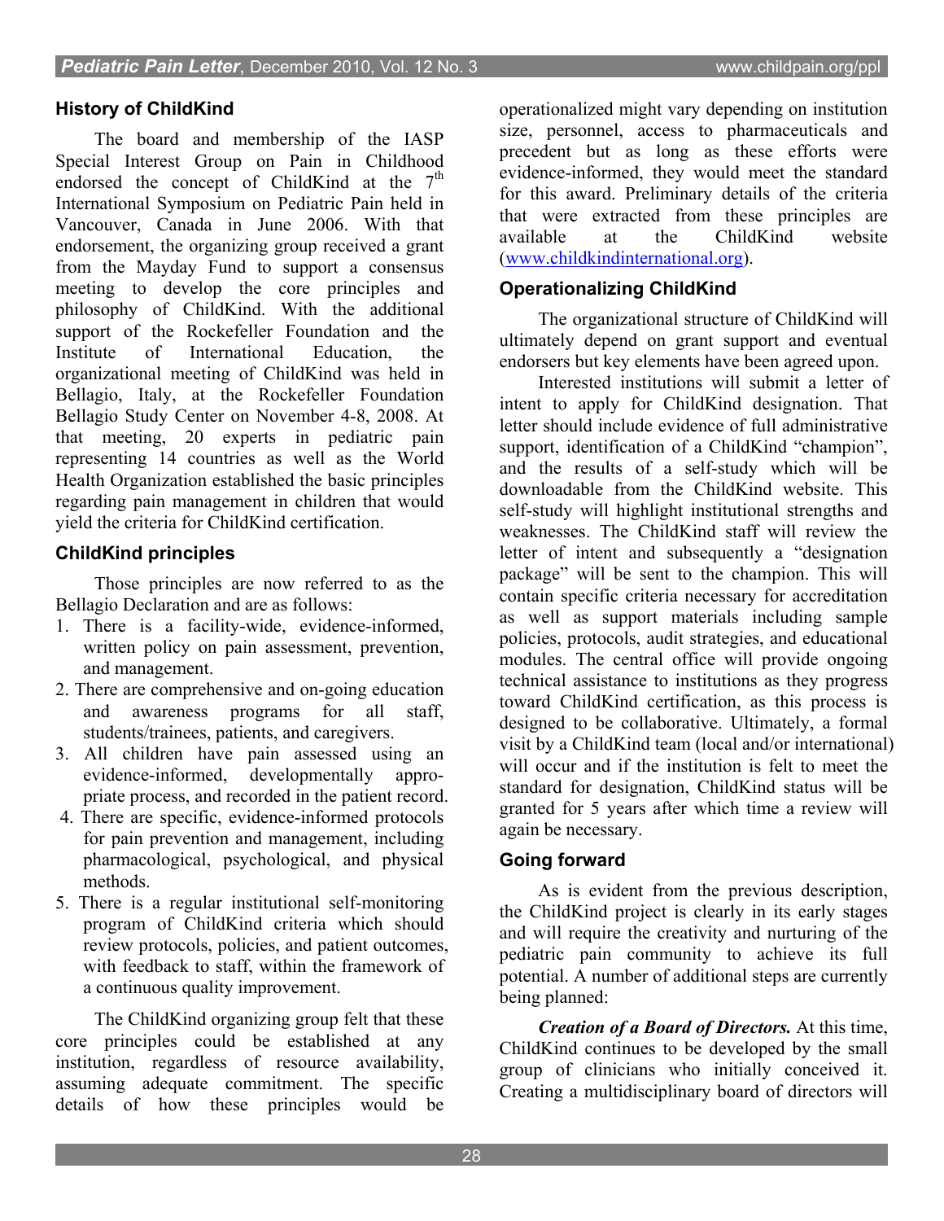## History of ChildKind

The board and membership of the IASP Special Interest Group on Pain in Childhood endorsed the concept of ChildKind at the 7th International Symposium on Pediatric Pain held in Vancouver, Canada in June 2006. With that endorsement, the organizing group received a grant from the Mayday Fund to support a consensus meeting to develop the core principles and philosophy of ChildKind. With the additional support of the Rockefeller Foundation and the Institute of International Education, the organizational meeting of ChildKind was held in Bellagio, Italy, at the Rockefeller Foundation Bellagio Study Center on November 4-8, 2008. At that meeting, 20 experts in pediatric pain representing 14 countries as well as the World Health Organization established the basic principles regarding pain management in children that would yield the criteria for ChildKind certification.

## ChildKind principles

Those principles are now referred to as the Bellagio Declaration and are as follows:

1. There is a facility-wide, evidence-informed, written policy on pain assessment, prevention, and management.
2. There are comprehensive and on-going education and awareness programs for all staff, students/trainees, patients, and caregivers.
3. All children have pain assessed using an evidence-informed, developmentally appropriate process, and recorded in the patient record.
4. There are specific, evidence-informed protocols for pain prevention and management, including pharmacological, psychological, and physical methods.
5. There is a regular institutional self-monitoring program of ChildKind criteria which should review protocols, policies, and patient outcomes, with feedback to staff, within the framework of a continuous quality improvement.

The ChildKind organizing group felt that these core principles could be established at any institution, regardless of resource availability, assuming adequate commitment. The specific details of how these principles would be operationalized might vary depending on institution size, personnel, access to pharmaceuticals and precedent but as long as these efforts were evidence-informed, they would meet the standard for this award. Preliminary details of the criteria that were extracted from these principles are available at the ChildKind website (www.childkindinternational.org).

## Operationalizing ChildKind

The organizational structure of ChildKind will ultimately depend on grant support and eventual endorsers but key elements have been agreed upon.

Interested institutions will submit a letter of intent to apply for ChildKind designation. That letter should include evidence of full administrative support, identification of a ChildKind "champion", and the results of a self-study which will be downloadable from the ChildKind website. This self-study will highlight institutional strengths and weaknesses. The ChildKind staff will review the letter of intent and subsequently a "designation package" will be sent to the champion. This will contain specific criteria necessary for accreditation as well as support materials including sample policies, protocols, audit strategies, and educational modules. The central office will provide ongoing technical assistance to institutions as they progress toward ChildKind certification, as this process is designed to be collaborative. Ultimately, a formal visit by a ChildKind team (local and/or international) will occur and if the institution is felt to meet the standard for designation, ChildKind status will be granted for 5 years after which time a review will again be necessary.

## Going forward

As is evident from the previous description, the ChildKind project is clearly in its early stages and will require the creativity and nurturing of the pediatric pain community to achieve its full potential. A number of additional steps are currently being planned:

***Creation of a Board of Directors.*** At this time, ChildKind continues to be developed by the small group of clinicians who initially conceived it. Creating a multidisciplinary board of directors will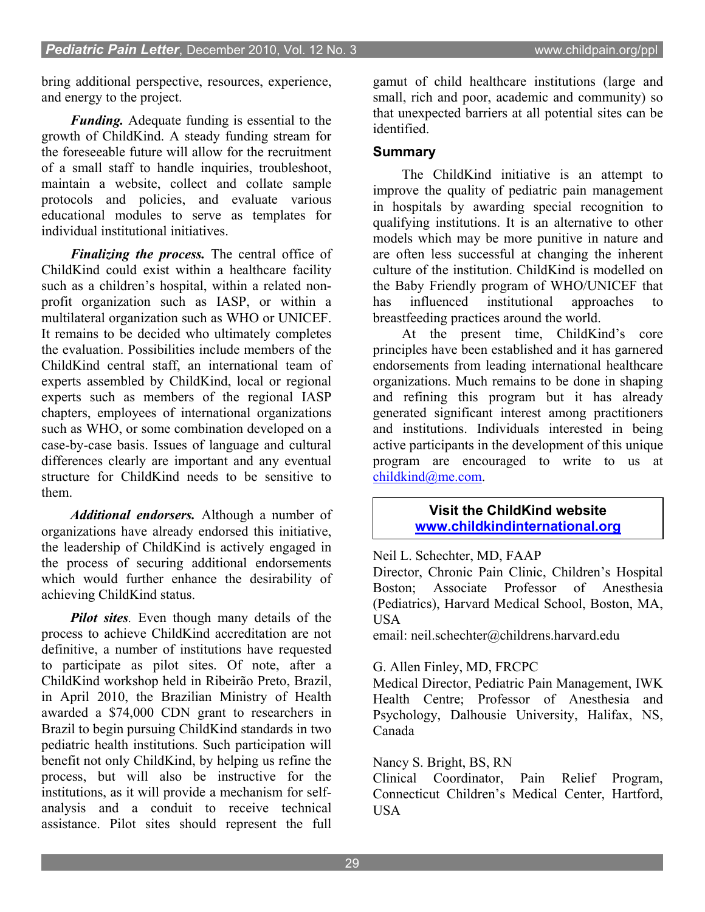bring additional perspective, resources, experience, and energy to the project.

***Funding.*** Adequate funding is essential to the growth of ChildKind. A steady funding stream for the foreseeable future will allow for the recruitment of a small staff to handle inquiries, troubleshoot, maintain a website, collect and collate sample protocols and policies, and evaluate various educational modules to serve as templates for individual institutional initiatives.

***Finalizing the process.*** The central office of ChildKind could exist within a healthcare facility such as a children's hospital, within a related non-profit organization such as IASP, or within a multilateral organization such as WHO or UNICEF. It remains to be decided who ultimately completes the evaluation. Possibilities include members of the ChildKind central staff, an international team of experts assembled by ChildKind, local or regional experts such as members of the regional IASP chapters, employees of international organizations such as WHO, or some combination developed on a case-by-case basis. Issues of language and cultural differences clearly are important and any eventual structure for ChildKind needs to be sensitive to them.

***Additional endorsers.*** Although a number of organizations have already endorsed this initiative, the leadership of ChildKind is actively engaged in the process of securing additional endorsements which would further enhance the desirability of achieving ChildKind status.

***Pilot sites***. Even though many details of the process to achieve ChildKind accreditation are not definitive, a number of institutions have requested to participate as pilot sites. Of note, after a ChildKind workshop held in Ribeirão Preto, Brazil, in April 2010, the Brazilian Ministry of Health awarded a $74,000 CDN grant to researchers in Brazil to begin pursuing ChildKind standards in two pediatric health institutions. Such participation will benefit not only ChildKind, by helping us refine the process, but will also be instructive for the institutions, as it will provide a mechanism for self-analysis and a conduit to receive technical assistance. Pilot sites should represent the full gamut of child healthcare institutions (large and small, rich and poor, academic and community) so that unexpected barriers at all potential sites can be identified.

## Summary

The ChildKind initiative is an attempt to improve the quality of pediatric pain management in hospitals by awarding special recognition to qualifying institutions. It is an alternative to other models which may be more punitive in nature and are often less successful at changing the inherent culture of the institution. ChildKind is modelled on the Baby Friendly program of WHO/UNICEF that has influenced institutional approaches to breastfeeding practices around the world.

At the present time, ChildKind's core principles have been established and it has garnered endorsements from leading international healthcare organizations. Much remains to be done in shaping and refining this program but it has already generated significant interest among practitioners and institutions. Individuals interested in being active participants in the development of this unique program are encouraged to write to us at childkind@me.com.

**Visit the ChildKind website**
**www.childkindinternational.org**

Neil L. Schechter, MD, FAAP
Director, Chronic Pain Clinic, Children's Hospital Boston; Associate Professor of Anesthesia (Pediatrics), Harvard Medical School, Boston, MA, USA
email: neil.schechter@childrens.harvard.edu

G. Allen Finley, MD, FRCPC
Medical Director, Pediatric Pain Management, IWK Health Centre; Professor of Anesthesia and Psychology, Dalhousie University, Halifax, NS, Canada

Nancy S. Bright, BS, RN
Clinical Coordinator, Pain Relief Program, Connecticut Children's Medical Center, Hartford, USA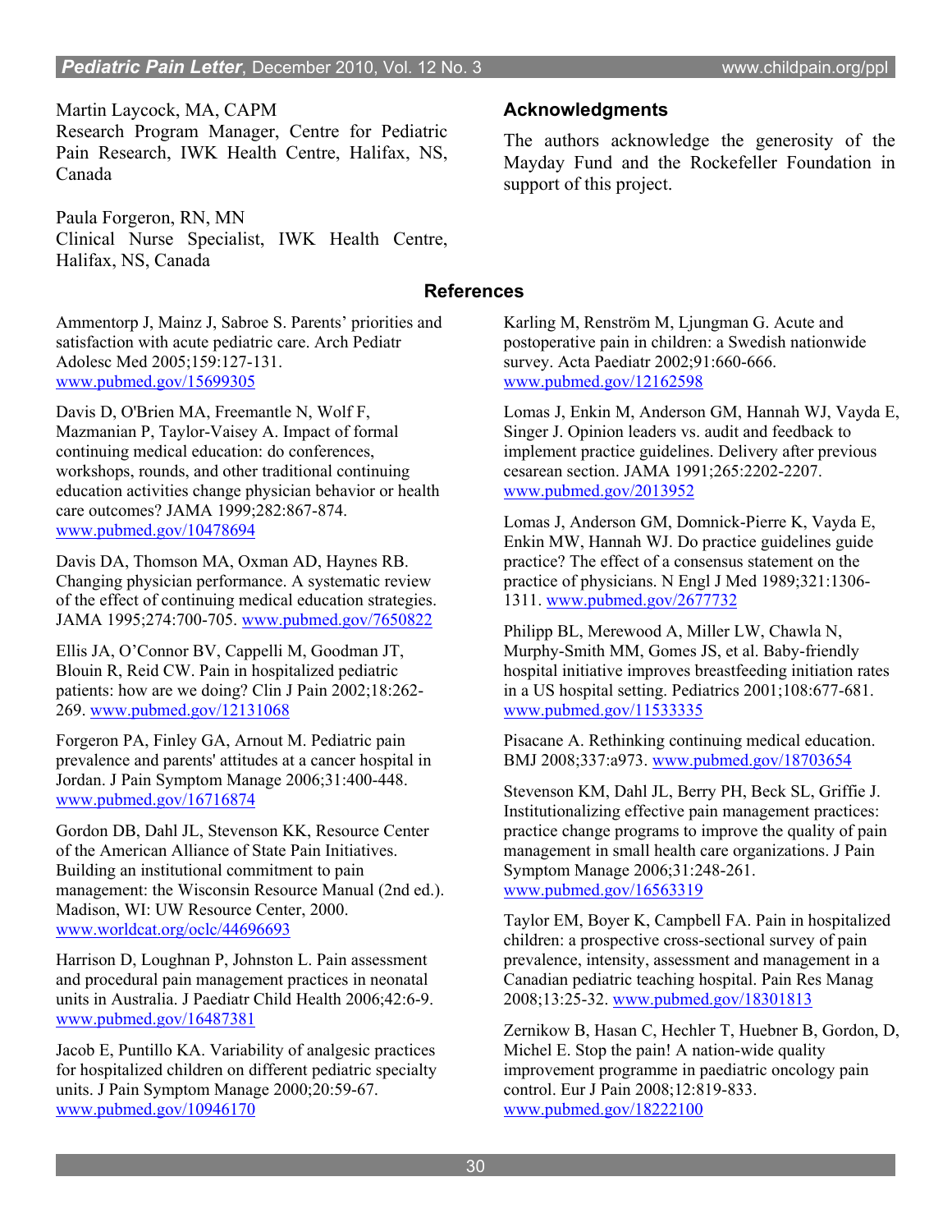Martin Laycock, MA, CAPM
Research Program Manager, Centre for Pediatric Pain Research, IWK Health Centre, Halifax, NS, Canada

Paula Forgeron, RN, MN
Clinical Nurse Specialist, IWK Health Centre, Halifax, NS, Canada

## Acknowledgments

The authors acknowledge the generosity of the Mayday Fund and the Rockefeller Foundation in support of this project.

## References

Ammentorp J, Mainz J, Sabroe S. Parents' priorities and satisfaction with acute pediatric care. Arch Pediatr Adolesc Med 2005;159:127-131. www.pubmed.gov/15699305

Davis D, O'Brien MA, Freemantle N, Wolf F, Mazmanian P, Taylor-Vaisey A. Impact of formal continuing medical education: do conferences, workshops, rounds, and other traditional continuing education activities change physician behavior or health care outcomes? JAMA 1999;282:867-874. www.pubmed.gov/10478694

Davis DA, Thomson MA, Oxman AD, Haynes RB. Changing physician performance. A systematic review of the effect of continuing medical education strategies. JAMA 1995;274:700-705. www.pubmed.gov/7650822

Ellis JA, O'Connor BV, Cappelli M, Goodman JT, Blouin R, Reid CW. Pain in hospitalized pediatric patients: how are we doing? Clin J Pain 2002;18:262-269. www.pubmed.gov/12131068

Forgeron PA, Finley GA, Arnout M. Pediatric pain prevalence and parents' attitudes at a cancer hospital in Jordan. J Pain Symptom Manage 2006;31:400-448. www.pubmed.gov/16716874

Gordon DB, Dahl JL, Stevenson KK, Resource Center of the American Alliance of State Pain Initiatives. Building an institutional commitment to pain management: the Wisconsin Resource Manual (2nd ed.). Madison, WI: UW Resource Center, 2000. www.worldcat.org/oclc/44696693

Harrison D, Loughnan P, Johnston L. Pain assessment and procedural pain management practices in neonatal units in Australia. J Paediatr Child Health 2006;42:6-9. www.pubmed.gov/16487381

Jacob E, Puntillo KA. Variability of analgesic practices for hospitalized children on different pediatric specialty units. J Pain Symptom Manage 2000;20:59-67. www.pubmed.gov/10946170

Karling M, Renström M, Ljungman G. Acute and postoperative pain in children: a Swedish nationwide survey. Acta Paediatr 2002;91:660-666. www.pubmed.gov/12162598

Lomas J, Enkin M, Anderson GM, Hannah WJ, Vayda E, Singer J. Opinion leaders vs. audit and feedback to implement practice guidelines. Delivery after previous cesarean section. JAMA 1991;265:2202-2207. www.pubmed.gov/2013952

Lomas J, Anderson GM, Domnick-Pierre K, Vayda E, Enkin MW, Hannah WJ. Do practice guidelines guide practice? The effect of a consensus statement on the practice of physicians. N Engl J Med 1989;321:1306-1311. www.pubmed.gov/2677732

Philipp BL, Merewood A, Miller LW, Chawla N, Murphy-Smith MM, Gomes JS, et al. Baby-friendly hospital initiative improves breastfeeding initiation rates in a US hospital setting. Pediatrics 2001;108:677-681. www.pubmed.gov/11533335

Pisacane A. Rethinking continuing medical education. BMJ 2008;337:a973. www.pubmed.gov/18703654

Stevenson KM, Dahl JL, Berry PH, Beck SL, Griffie J. Institutionalizing effective pain management practices: practice change programs to improve the quality of pain management in small health care organizations. J Pain Symptom Manage 2006;31:248-261. www.pubmed.gov/16563319

Taylor EM, Boyer K, Campbell FA. Pain in hospitalized children: a prospective cross-sectional survey of pain prevalence, intensity, assessment and management in a Canadian pediatric teaching hospital. Pain Res Manag 2008;13:25-32. www.pubmed.gov/18301813

Zernikow B, Hasan C, Hechler T, Huebner B, Gordon, D, Michel E. Stop the pain! A nation-wide quality improvement programme in paediatric oncology pain control. Eur J Pain 2008;12:819-833. www.pubmed.gov/18222100